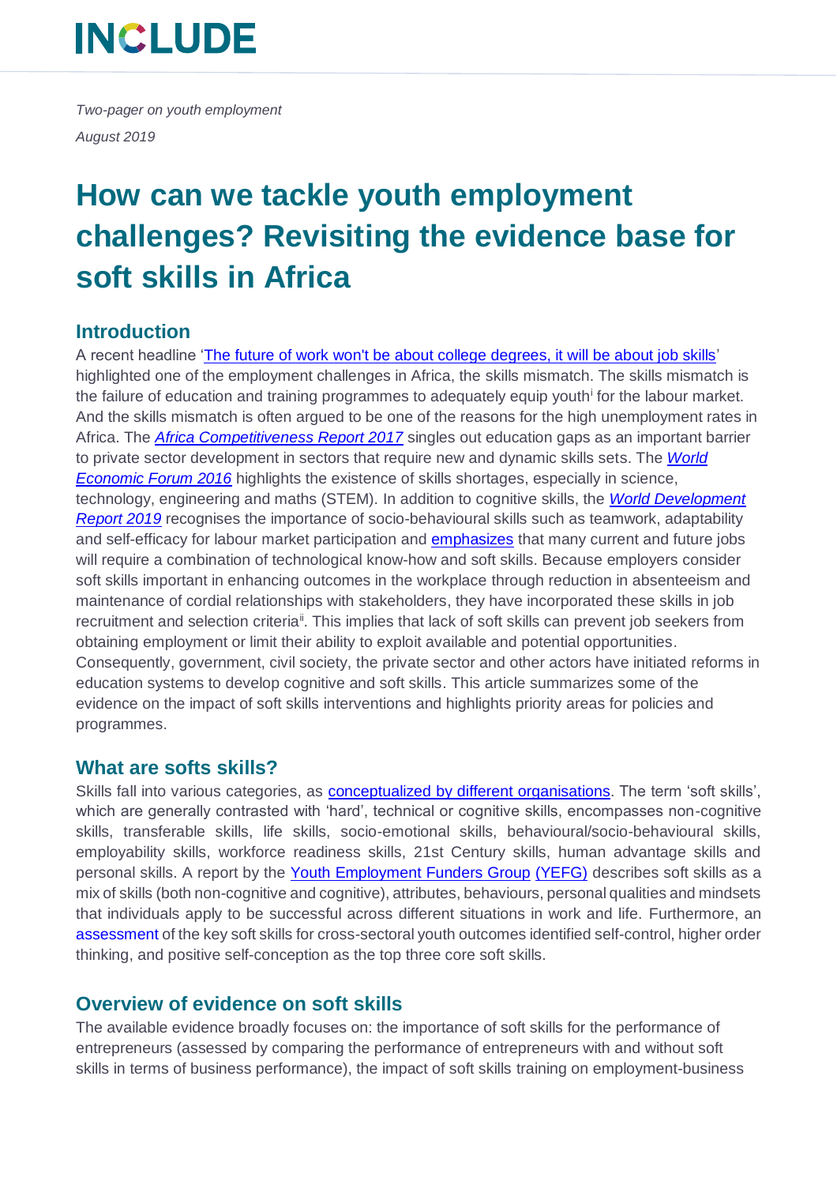# INCLUDE

*Two-pager on youth employment*

*August 2019*

# How can we tackle youth employment challenges? Revisiting the evidence base for soft skills in Africa

## Introduction

A recent headline 'The future of work won't be about college degrees, it will be about job skills' highlighted one of the employment challenges in Africa, the skills mismatch. The skills mismatch is the failure of education and training programmes to adequately equip youth[i] for the labour market. And the skills mismatch is often argued to be one of the reasons for the high unemployment rates in Africa. The *Africa Competitiveness Report 2017* singles out education gaps as an important barrier to private sector development in sectors that require new and dynamic skills sets. The *World Economic Forum 2016* highlights the existence of skills shortages, especially in science, technology, engineering and maths (STEM). In addition to cognitive skills, the *World Development Report 2019* recognises the importance of socio-behavioural skills such as teamwork, adaptability and self-efficacy for labour market participation and emphasizes that many current and future jobs will require a combination of technological know-how and soft skills. Because employers consider soft skills important in enhancing outcomes in the workplace through reduction in absenteeism and maintenance of cordial relationships with stakeholders, they have incorporated these skills in job recruitment and selection criteria[ii]. This implies that lack of soft skills can prevent job seekers from obtaining employment or limit their ability to exploit available and potential opportunities. Consequently, government, civil society, the private sector and other actors have initiated reforms in education systems to develop cognitive and soft skills. This article summarizes some of the evidence on the impact of soft skills interventions and highlights priority areas for policies and programmes.

## What are softs skills?

Skills fall into various categories, as conceptualized by different organisations. The term 'soft skills', which are generally contrasted with 'hard', technical or cognitive skills, encompasses non-cognitive skills, transferable skills, life skills, socio-emotional skills, behavioural/socio-behavioural skills, employability skills, workforce readiness skills, 21st Century skills, human advantage skills and personal skills. A report by the Youth Employment Funders Group (YEFG) describes soft skills as a mix of skills (both non-cognitive and cognitive), attributes, behaviours, personal qualities and mindsets that individuals apply to be successful across different situations in work and life. Furthermore, an assessment of the key soft skills for cross-sectoral youth outcomes identified self-control, higher order thinking, and positive self-conception as the top three core soft skills.

## Overview of evidence on soft skills

The available evidence broadly focuses on: the importance of soft skills for the performance of entrepreneurs (assessed by comparing the performance of entrepreneurs with and without soft skills in terms of business performance), the impact of soft skills training on employment-business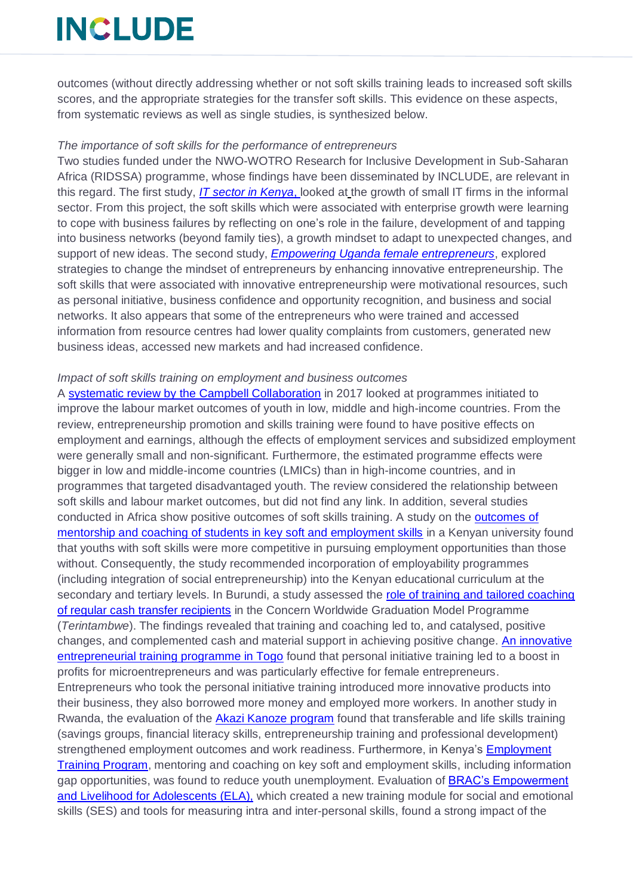outcomes (without directly addressing whether or not soft skills training leads to increased soft skills scores, and the appropriate strategies for the transfer soft skills. This evidence on these aspects, from systematic reviews as well as single studies, is synthesized below.

*The importance of soft skills for the performance of entrepreneurs*

Two studies funded under the NWO-WOTRO Research for Inclusive Development in Sub-Saharan Africa (RIDSSA) programme, whose findings have been disseminated by INCLUDE, are relevant in this regard. The first study, *IT sector in Kenya*, looked at the growth of small IT firms in the informal sector. From this project, the soft skills which were associated with enterprise growth were learning to cope with business failures by reflecting on one's role in the failure, development of and tapping into business networks (beyond family ties), a growth mindset to adapt to unexpected changes, and support of new ideas. The second study, *Empowering Uganda female entrepreneurs*, explored strategies to change the mindset of entrepreneurs by enhancing innovative entrepreneurship. The soft skills that were associated with innovative entrepreneurship were motivational resources, such as personal initiative, business confidence and opportunity recognition, and business and social networks. It also appears that some of the entrepreneurs who were trained and accessed information from resource centres had lower quality complaints from customers, generated new business ideas, accessed new markets and had increased confidence.

*Impact of soft skills training on employment and business outcomes*

A systematic review by the Campbell Collaboration in 2017 looked at programmes initiated to improve the labour market outcomes of youth in low, middle and high-income countries. From the review, entrepreneurship promotion and skills training were found to have positive effects on employment and earnings, although the effects of employment services and subsidized employment were generally small and non-significant. Furthermore, the estimated programme effects were bigger in low and middle-income countries (LMICs) than in high-income countries, and in programmes that targeted disadvantaged youth. The review considered the relationship between soft skills and labour market outcomes, but did not find any link. In addition, several studies conducted in Africa show positive outcomes of soft skills training. A study on the outcomes of mentorship and coaching of students in key soft and employment skills in a Kenyan university found that youths with soft skills were more competitive in pursuing employment opportunities than those without. Consequently, the study recommended incorporation of employability programmes (including integration of social entrepreneurship) into the Kenyan educational curriculum at the secondary and tertiary levels. In Burundi, a study assessed the role of training and tailored coaching of regular cash transfer recipients in the Concern Worldwide Graduation Model Programme (*Terintambwe*). The findings revealed that training and coaching led to, and catalysed, positive changes, and complemented cash and material support in achieving positive change. An innovative entrepreneurial training programme in Togo found that personal initiative training led to a boost in profits for microentrepreneurs and was particularly effective for female entrepreneurs. Entrepreneurs who took the personal initiative training introduced more innovative products into their business, they also borrowed more money and employed more workers. In another study in Rwanda, the evaluation of the Akazi Kanoze program found that transferable and life skills training (savings groups, financial literacy skills, entrepreneurship training and professional development) strengthened employment outcomes and work readiness. Furthermore, in Kenya's Employment Training Program, mentoring and coaching on key soft and employment skills, including information gap opportunities, was found to reduce youth unemployment. Evaluation of BRAC's Empowerment and Livelihood for Adolescents (ELA), which created a new training module for social and emotional skills (SES) and tools for measuring intra and inter-personal skills, found a strong impact of the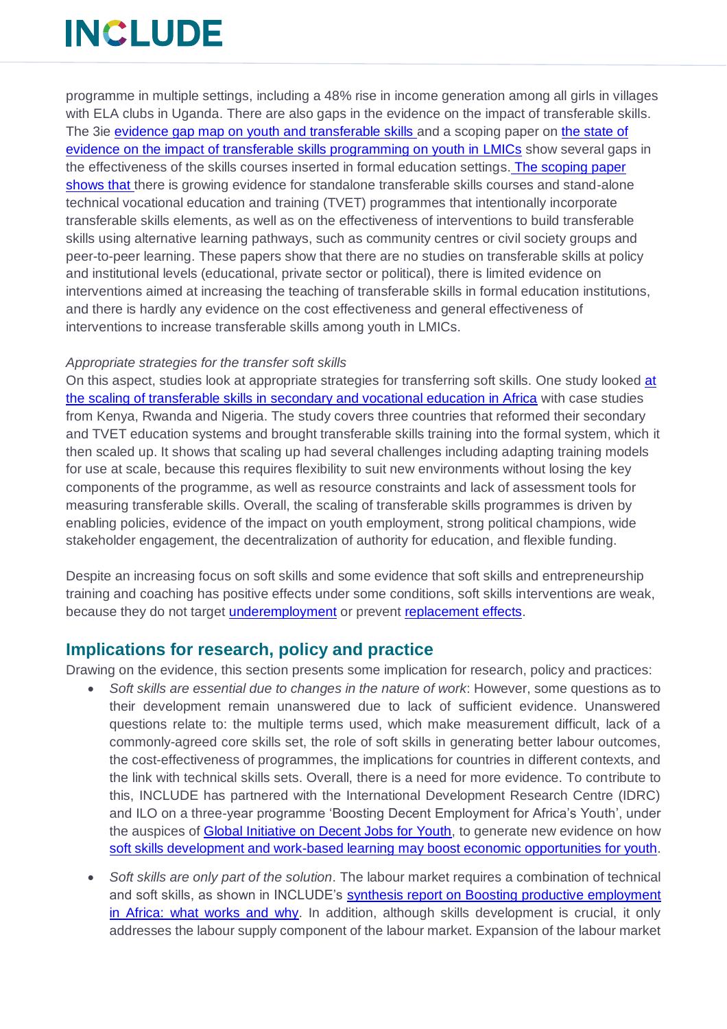programme in multiple settings, including a 48% rise in income generation among all girls in villages with ELA clubs in Uganda. There are also gaps in the evidence on the impact of transferable skills. The 3ie evidence gap map on youth and transferable skills and a scoping paper on the state of evidence on the impact of transferable skills programming on youth in LMICs show several gaps in the effectiveness of the skills courses inserted in formal education settings. The scoping paper shows that there is growing evidence for standalone transferable skills courses and stand-alone technical vocational education and training (TVET) programmes that intentionally incorporate transferable skills elements, as well as on the effectiveness of interventions to build transferable skills using alternative learning pathways, such as community centres or civil society groups and peer-to-peer learning. These papers show that there are no studies on transferable skills at policy and institutional levels (educational, private sector or political), there is limited evidence on interventions aimed at increasing the teaching of transferable skills in formal education institutions, and there is hardly any evidence on the cost effectiveness and general effectiveness of interventions to increase transferable skills among youth in LMICs.

*Appropriate strategies for the transfer soft skills*

On this aspect, studies look at appropriate strategies for transferring soft skills. One study looked at the scaling of transferable skills in secondary and vocational education in Africa with case studies from Kenya, Rwanda and Nigeria. The study covers three countries that reformed their secondary and TVET education systems and brought transferable skills training into the formal system, which it then scaled up. It shows that scaling up had several challenges including adapting training models for use at scale, because this requires flexibility to suit new environments without losing the key components of the programme, as well as resource constraints and lack of assessment tools for measuring transferable skills. Overall, the scaling of transferable skills programmes is driven by enabling policies, evidence of the impact on youth employment, strong political champions, wide stakeholder engagement, the decentralization of authority for education, and flexible funding.

Despite an increasing focus on soft skills and some evidence that soft skills and entrepreneurship training and coaching has positive effects under some conditions, soft skills interventions are weak, because they do not target underemployment or prevent replacement effects.

## Implications for research, policy and practice

Drawing on the evidence, this section presents some implication for research, policy and practices:

- *Soft skills are essential due to changes in the nature of work*: However, some questions as to their development remain unanswered due to lack of sufficient evidence. Unanswered questions relate to: the multiple terms used, which make measurement difficult, lack of a commonly-agreed core skills set, the role of soft skills in generating better labour outcomes, the cost-effectiveness of programmes, the implications for countries in different contexts, and the link with technical skills sets. Overall, there is a need for more evidence. To contribute to this, INCLUDE has partnered with the International Development Research Centre (IDRC) and ILO on a three-year programme 'Boosting Decent Employment for Africa's Youth', under the auspices of Global Initiative on Decent Jobs for Youth, to generate new evidence on how soft skills development and work-based learning may boost economic opportunities for youth.

- *Soft skills are only part of the solution*. The labour market requires a combination of technical and soft skills, as shown in INCLUDE's synthesis report on Boosting productive employment in Africa: what works and why. In addition, although skills development is crucial, it only addresses the labour supply component of the labour market. Expansion of the labour market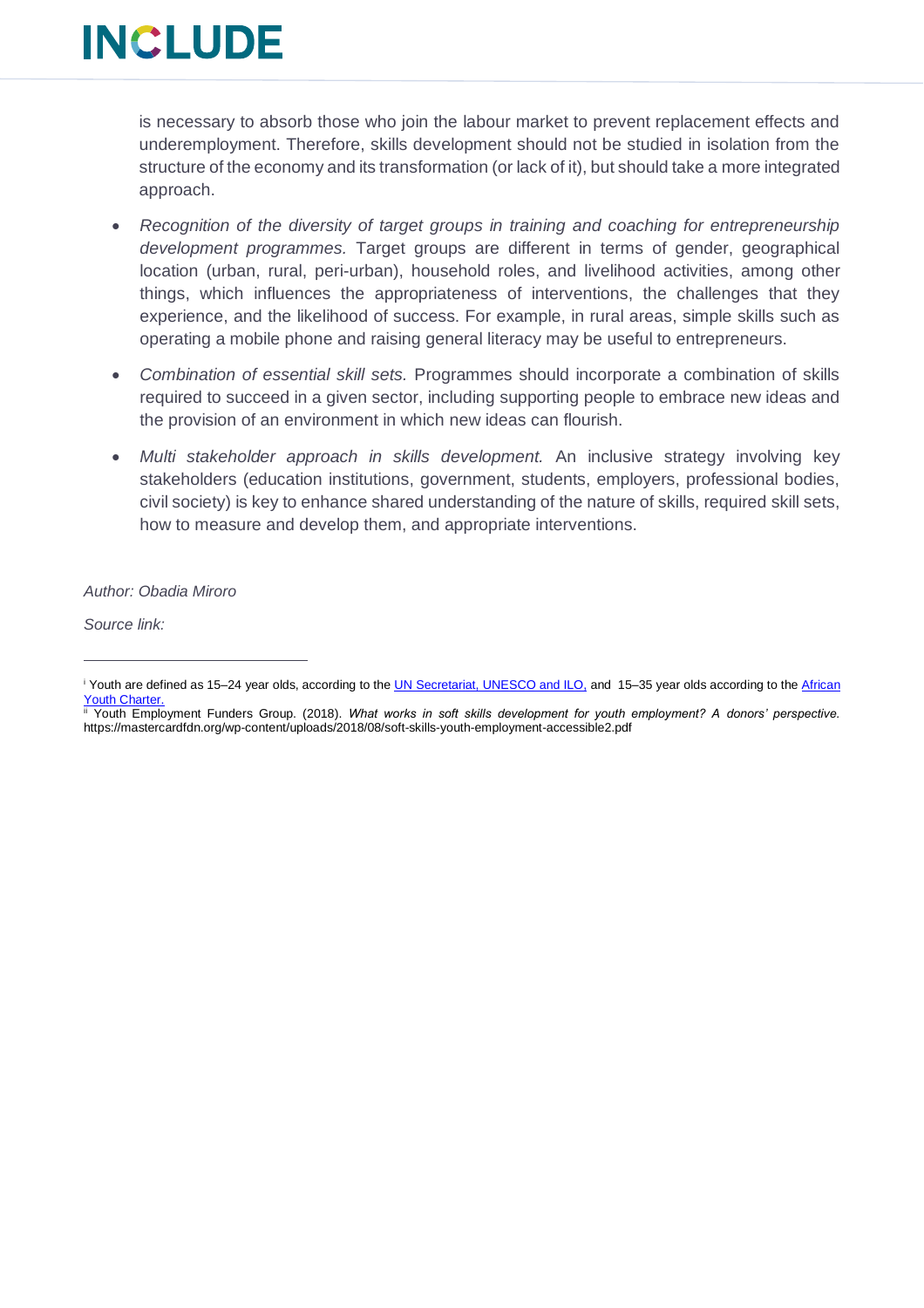is necessary to absorb those who join the labour market to prevent replacement effects and underemployment. Therefore, skills development should not be studied in isolation from the structure of the economy and its transformation (or lack of it), but should take a more integrated approach.

- *Recognition of the diversity of target groups in training and coaching for entrepreneurship development programmes.* Target groups are different in terms of gender, geographical location (urban, rural, peri-urban), household roles, and livelihood activities, among other things, which influences the appropriateness of interventions, the challenges that they experience, and the likelihood of success. For example, in rural areas, simple skills such as operating a mobile phone and raising general literacy may be useful to entrepreneurs.
- *Combination of essential skill sets.* Programmes should incorporate a combination of skills required to succeed in a given sector, including supporting people to embrace new ideas and the provision of an environment in which new ideas can flourish.
- *Multi stakeholder approach in skills development.* An inclusive strategy involving key stakeholders (education institutions, government, students, employers, professional bodies, civil society) is key to enhance shared understanding of the nature of skills, required skill sets, how to measure and develop them, and appropriate interventions.

*Author: Obadia Miroro*

*Source link:*

---

[i] Youth are defined as 15–24 year olds, according to the UN Secretariat, UNESCO and ILO, and 15–35 year olds according to the African Youth Charter.

[ii] Youth Employment Funders Group. (2018). *What works in soft skills development for youth employment? A donors' perspective.* https://mastercardfdn.org/wp-content/uploads/2018/08/soft-skills-youth-employment-accessible2.pdf